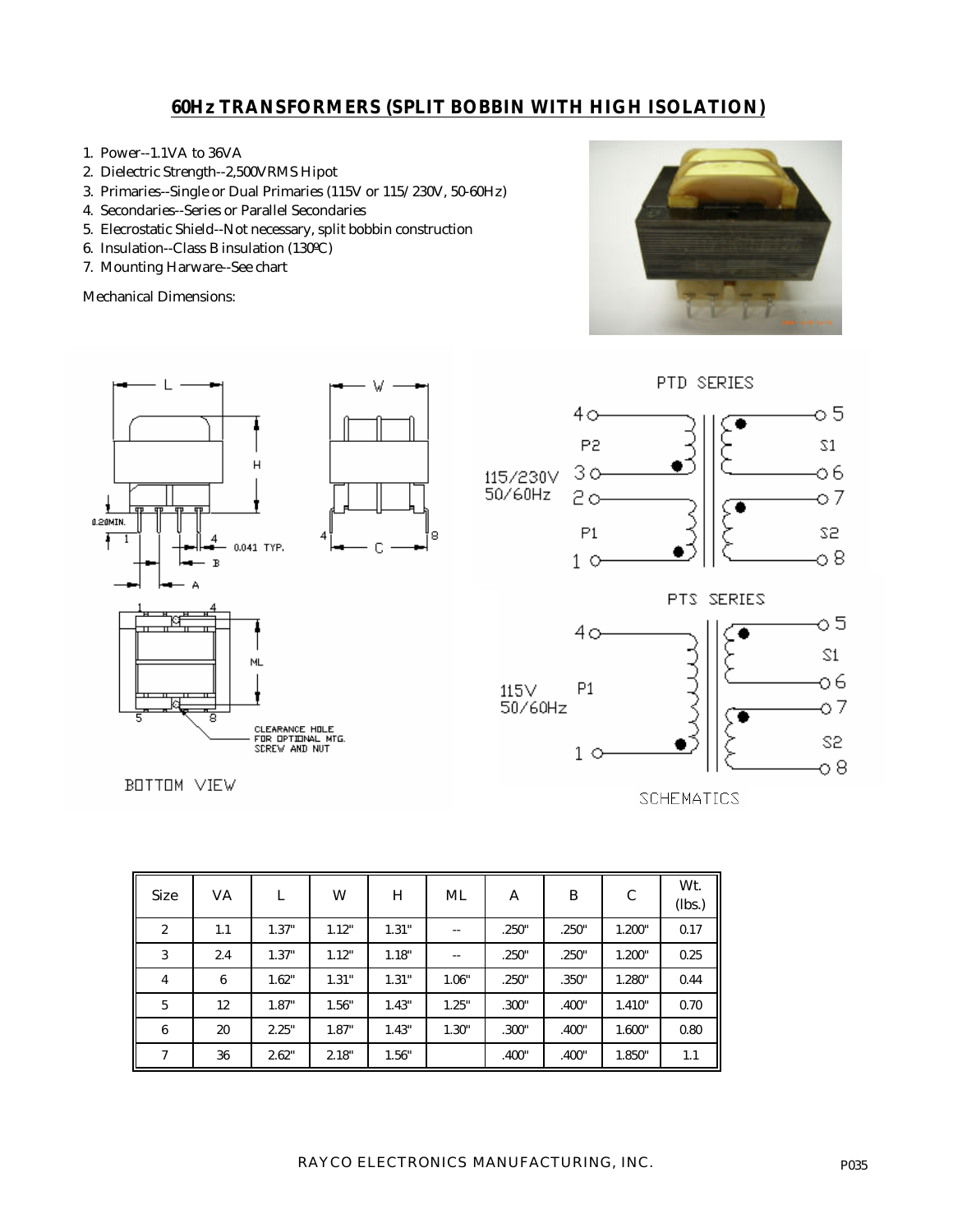# 60Hz TRANSFORMERS (SPLIT BOBBIN WITH HIGH ISOLATION)

1. Power--1.1VA to 36VA
2. Dielectric Strength--2,500VRMS Hipot
3. Primaries--Single or Dual Primaries (115V or 115/230V, 50-60Hz)
4. Secondaries--Series or Parallel Secondaries
5. Elecrostatic Shield--Not necessary, split bobbin construction
6. Insulation--Class B insulation (130ºC)
7. Mounting Harware--See chart

Mechanical Dimensions:

| Size | VA | L | W | H | ML | A | B | C | Wt. (lbs.) |
|---|---|---|---|---|---|---|---|---|---|
| 2 | 1.1 | 1.37" | 1.12" | 1.31" | -- | .250" | .250" | 1.200" | 0.17 |
| 3 | 2.4 | 1.37" | 1.12" | 1.18" | -- | .250" | .250" | 1.200" | 0.25 |
| 4 | 6 | 1.62" | 1.31" | 1.31" | 1.06" | .250" | .350" | 1.280" | 0.44 |
| 5 | 12 | 1.87" | 1.56" | 1.43" | 1.25" | .300" | .400" | 1.410" | 0.70 |
| 6 | 20 | 2.25" | 1.87" | 1.43" | 1.30" | .300" | .400" | 1.600" | 0.80 |
| 7 | 36 | 2.62" | 2.18" | 1.56" | | .400" | .400" | 1.850" | 1.1 |

RAYCO ELECTRONICS MANUFACTURING, INC.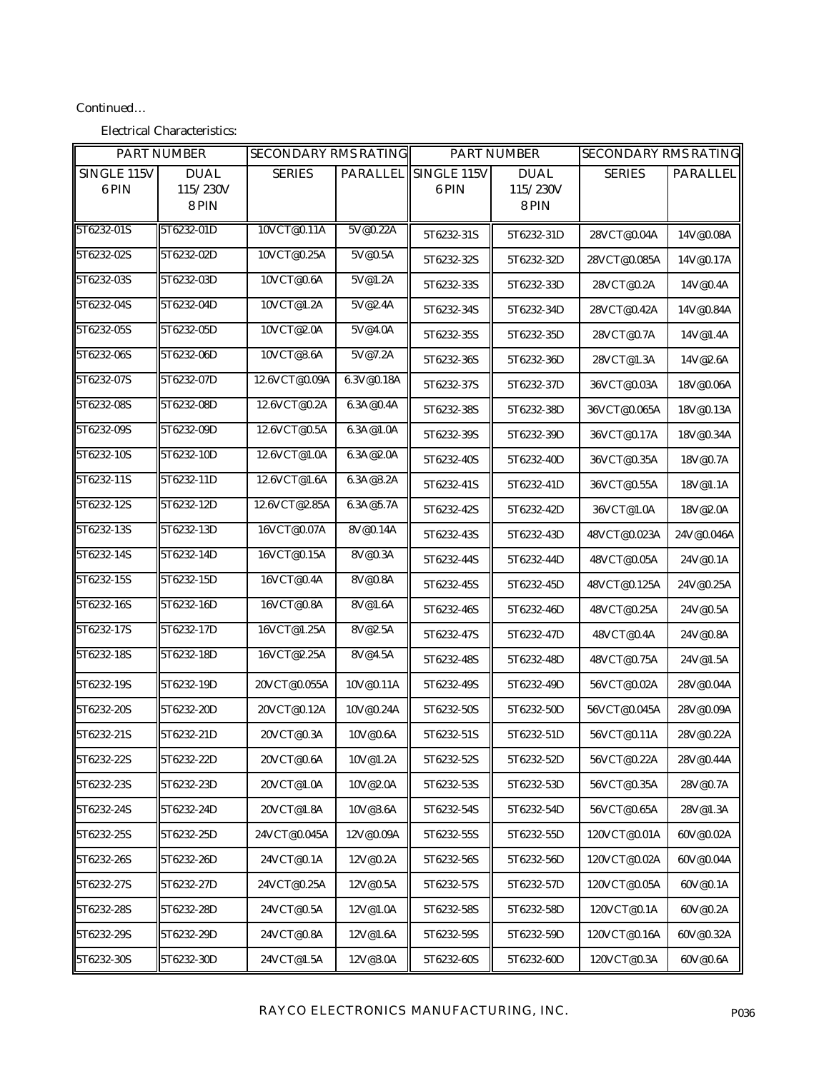Continued…

Electrical Characteristics:

| PART NUMBER | | SECONDARY RMS RATING | | PART NUMBER | | SECONDARY RMS RATING | |
|---|---|---|---|---|---|---|---|
| SINGLE 115V 6 PIN | DUAL 115/230V 8 PIN | SERIES | PARALLEL | SINGLE 115V 6 PIN | DUAL 115/230V 8 PIN | SERIES | PARALLEL |
| 5T6232-01S | 5T6232-01D | 10VCT@0.11A | 5V@0.22A | 5T6232-31S | 5T6232-31D | 28VCT@0.04A | 14V@0.08A |
| 5T6232-02S | 5T6232-02D | 10VCT@0.25A | 5V@0.5A | 5T6232-32S | 5T6232-32D | 28VCT@0.085A | 14V@0.17A |
| 5T6232-03S | 5T6232-03D | 10VCT@0.6A | 5V@1.2A | 5T6232-33S | 5T6232-33D | 28VCT@0.2A | 14V@0.4A |
| 5T6232-04S | 5T6232-04D | 10VCT@1.2A | 5V@2.4A | 5T6232-34S | 5T6232-34D | 28VCT@0.42A | 14V@0.84A |
| 5T6232-05S | 5T6232-05D | 10VCT@2.0A | 5V@4.0A | 5T6232-35S | 5T6232-35D | 28VCT@0.7A | 14V@1.4A |
| 5T6232-06S | 5T6232-06D | 10VCT@3.6A | 5V@7.2A | 5T6232-36S | 5T6232-36D | 28VCT@1.3A | 14V@2.6A |
| 5T6232-07S | 5T6232-07D | 12.6VCT@0.09A | 6.3V@0.18A | 5T6232-37S | 5T6232-37D | 36VCT@0.03A | 18V@0.06A |
| 5T6232-08S | 5T6232-08D | 12.6VCT@0.2A | 6.3A@0.4A | 5T6232-38S | 5T6232-38D | 36VCT@0.065A | 18V@0.13A |
| 5T6232-09S | 5T6232-09D | 12.6VCT@0.5A | 6.3A@1.0A | 5T6232-39S | 5T6232-39D | 36VCT@0.17A | 18V@0.34A |
| 5T6232-10S | 5T6232-10D | 12.6VCT@1.0A | 6.3A@2.0A | 5T6232-40S | 5T6232-40D | 36VCT@0.35A | 18V@0.7A |
| 5T6232-11S | 5T6232-11D | 12.6VCT@1.6A | 6.3A@3.2A | 5T6232-41S | 5T6232-41D | 36VCT@0.55A | 18V@1.1A |
| 5T6232-12S | 5T6232-12D | 12.6VCT@2.85A | 6.3A@5.7A | 5T6232-42S | 5T6232-42D | 36VCT@1.0A | 18V@2.0A |
| 5T6232-13S | 5T6232-13D | 16VCT@0.07A | 8V@0.14A | 5T6232-43S | 5T6232-43D | 48VCT@0.023A | 24V@0.046A |
| 5T6232-14S | 5T6232-14D | 16VCT@0.15A | 8V@0.3A | 5T6232-44S | 5T6232-44D | 48VCT@0.05A | 24V@0.1A |
| 5T6232-15S | 5T6232-15D | 16VCT@0.4A | 8V@0.8A | 5T6232-45S | 5T6232-45D | 48VCT@0.125A | 24V@0.25A |
| 5T6232-16S | 5T6232-16D | 16VCT@0.8A | 8V@1.6A | 5T6232-46S | 5T6232-46D | 48VCT@0.25A | 24V@0.5A |
| 5T6232-17S | 5T6232-17D | 16VCT@1.25A | 8V@2.5A | 5T6232-47S | 5T6232-47D | 48VCT@0.4A | 24V@0.8A |
| 5T6232-18S | 5T6232-18D | 16VCT@2.25A | 8V@4.5A | 5T6232-48S | 5T6232-48D | 48VCT@0.75A | 24V@1.5A |
| 5T6232-19S | 5T6232-19D | 20VCT@0.055A | 10V@0.11A | 5T6232-49S | 5T6232-49D | 56VCT@0.02A | 28V@0.04A |
| 5T6232-20S | 5T6232-20D | 20VCT@0.12A | 10V@0.24A | 5T6232-50S | 5T6232-50D | 56VCT@0.045A | 28V@0.09A |
| 5T6232-21S | 5T6232-21D | 20VCT@0.3A | 10V@0.6A | 5T6232-51S | 5T6232-51D | 56VCT@0.11A | 28V@0.22A |
| 5T6232-22S | 5T6232-22D | 20VCT@0.6A | 10V@1.2A | 5T6232-52S | 5T6232-52D | 56VCT@0.22A | 28V@0.44A |
| 5T6232-23S | 5T6232-23D | 20VCT@1.0A | 10V@2.0A | 5T6232-53S | 5T6232-53D | 56VCT@0.35A | 28V@0.7A |
| 5T6232-24S | 5T6232-24D | 20VCT@1.8A | 10V@3.6A | 5T6232-54S | 5T6232-54D | 56VCT@0.65A | 28V@1.3A |
| 5T6232-25S | 5T6232-25D | 24VCT@0.045A | 12V@0.09A | 5T6232-55S | 5T6232-55D | 120VCT@0.01A | 60V@0.02A |
| 5T6232-26S | 5T6232-26D | 24VCT@0.1A | 12V@0.2A | 5T6232-56S | 5T6232-56D | 120VCT@0.02A | 60V@0.04A |
| 5T6232-27S | 5T6232-27D | 24VCT@0.25A | 12V@0.5A | 5T6232-57S | 5T6232-57D | 120VCT@0.05A | 60V@0.1A |
| 5T6232-28S | 5T6232-28D | 24VCT@0.5A | 12V@1.0A | 5T6232-58S | 5T6232-58D | 120VCT@0.1A | 60V@0.2A |
| 5T6232-29S | 5T6232-29D | 24VCT@0.8A | 12V@1.6A | 5T6232-59S | 5T6232-59D | 120VCT@0.16A | 60V@0.32A |
| 5T6232-30S | 5T6232-30D | 24VCT@1.5A | 12V@3.0A | 5T6232-60S | 5T6232-60D | 120VCT@0.3A | 60V@0.6A |

RAYCO ELECTRONICS MANUFACTURING, INC.